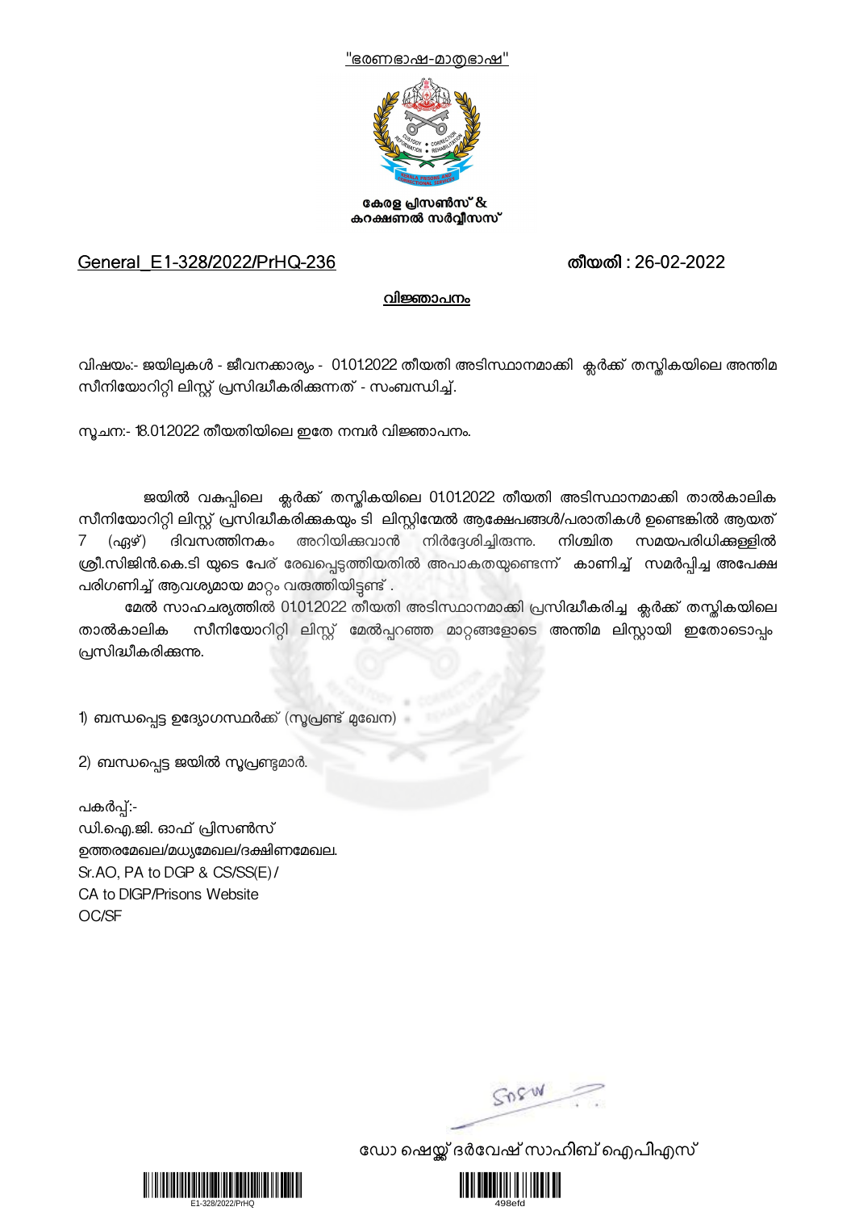"ഭരണഭാഷ-മാതൃഭാഷ"

**കേരള പ്രിസൺസ് & കറക്ഷണൽ സർവ്വീസസ്**

General_E1-328/2022/PrHQ-236 **തീയതി : 26-02-2022**

**വിജ്ഞാപനം**

വിഷയം:- ജയിലുകൾ - ജീവനക്കാര്യം - 01.01.2022 തീയതി അടിസ്ഥാനമാക്കി ക്ലർക്ക് തസ്തികയിലെ അന്തിമ സീനിയോറിറ്റി ലിസ്റ്റ് പ്രസിദ്ധീകരിക്കുന്നത് - സംബന്ധിച്ച്.

സൂചന:- 18.01.2022 തീയതിയിലെ ഇതേ നമ്പർ വിജ്ഞാപനം.

ജയിൽ വകുപ്പിലെ ക്ലർക്ക് തസ്തികയിലെ 01.01.2022 തീയതി അടിസ്ഥാനമാക്കി താൽകാലിക സീനിയോറിറ്റി ലിസ്റ്റ് പ്രസിദ്ധീകരിക്കുകയും ടി ലിസ്റ്റിന്മേൽ ആക്ഷേപങ്ങൾ/പരാതികൾ ഉണ്ടെങ്കിൽ ആയത് 7 (ഏഴ്) ദിവസത്തിനകം അറിയിക്കുവാൻ നിർദ്ദേശിച്ചിരുന്നു. നിശ്ചിത സമയപരിധിക്കുള്ളിൽ ശ്രീ.സിജിൻ.കെ.ടി യുടെ പേര് രേഖപ്പെടുത്തിയതിൽ അപാകതയുണ്ടെന്ന് കാണിച്ച് സമർപ്പിച്ച അപേക്ഷ പരിഗണിച്ച് ആവശ്യമായ മാറ്റം വരുത്തിയിട്ടുണ്ട് .

മേൽ സാഹചര്യത്തിൽ 01.01.2022 തീയതി അടിസ്ഥാനമാക്കി പ്രസിദ്ധീകരിച്ച ക്ലർക്ക് തസ്തികയിലെ താൽകാലിക സീനിയോറിറ്റി ലിസ്റ്റ് മേൽപ്പറഞ്ഞ മാറ്റങ്ങളോടെ അന്തിമ ലിസ്റ്റായി ഇതോടൊപ്പം പ്രസിദ്ധീകരിക്കുന്നു.

1) ബന്ധപ്പെട്ട ഉദ്യോഗസ്ഥർക്ക് (സൂപ്രണ്ട് മുഖേന)

2) ബന്ധപ്പെട്ട ജയിൽ സൂപ്രണ്ടുമാർ.

പകർപ്പ്:-
ഡി.ഐ.ജി. ഓഫ് പ്രിസൺസ്
ഉത്തരമേഖല/മധ്യമേഖല/ദക്ഷിണമേഖല.
Sr.AO, PA to DGP & CS/SS(E) /
CA to DIGP/Prisons Website
OC/SF

ഡോ ഷെയ്ക്ക് ദർവേഷ് സാഹിബ് ഐപിഎസ്

E1-328/2022/PrHQ

498efd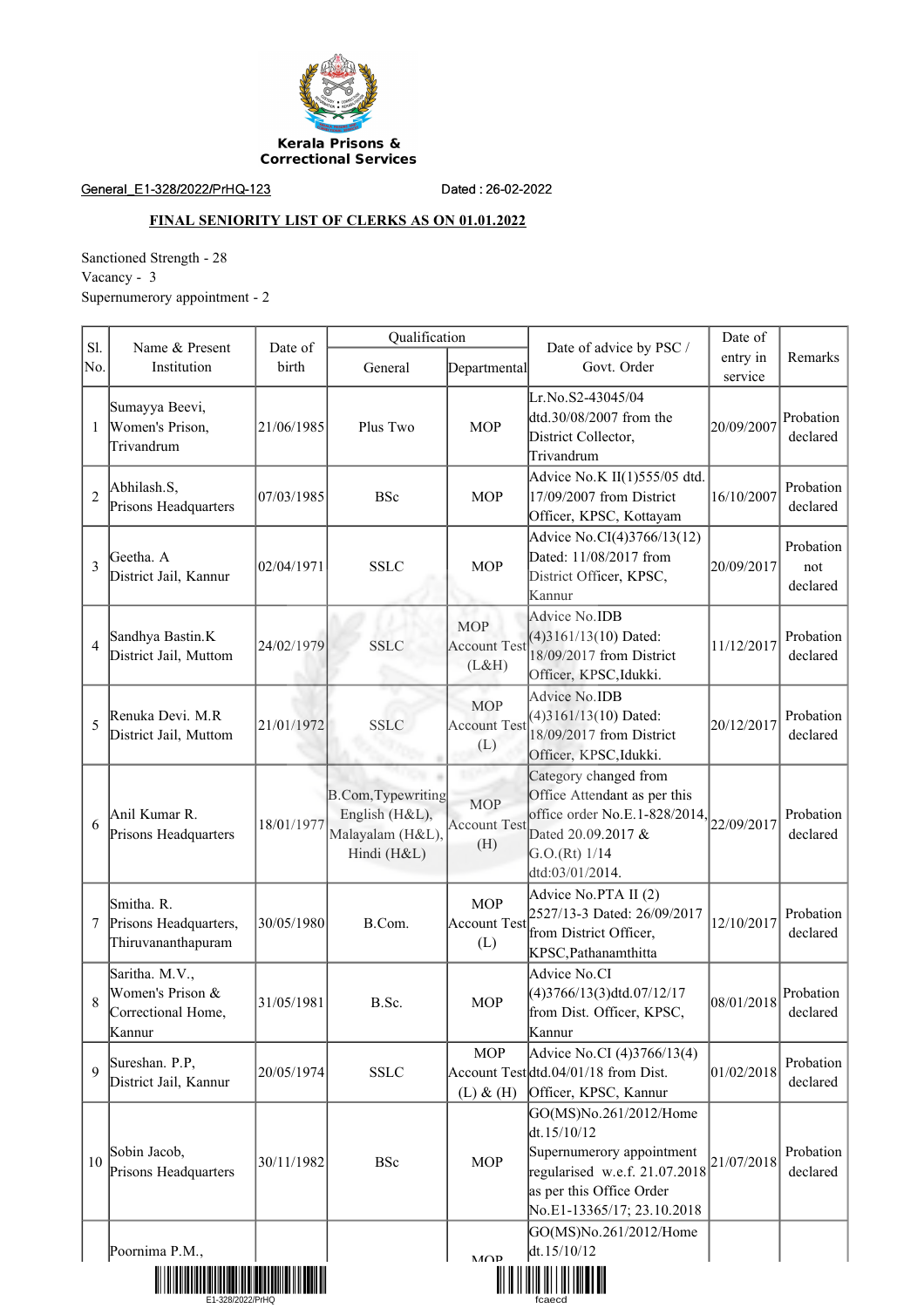Kerala Prisons & Correctional Services

General_E1-328/2022/PrHQ-123 Dated : 26-02-2022

**FINAL SENIORITY LIST OF CLERKS AS ON 01.01.2022**

Sanctioned Strength - 28
Vacancy - 3
Supernumerory appointment - 2

| Sl. No. | Name & Present Institution | Date of birth | Qualification | | Date of advice by PSC / Govt. Order | Date of entry in service | Remarks |
|---|---|---|---|---|---|---|---|
| | | | General | Departmental | | | |
| 1 | Sumayya Beevi, Women's Prison, Trivandrum | 21/06/1985 | Plus Two | MOP | Lr.No.S2-43045/04 dtd.30/08/2007 from the District Collector, Trivandrum | 20/09/2007 | Probation declared |
| 2 | Abhilash.S, Prisons Headquarters | 07/03/1985 | BSc | MOP | Advice No.K II(1)555/05 dtd. 17/09/2007 from District Officer, KPSC, Kottayam | 16/10/2007 | Probation declared |
| 3 | Geetha. A District Jail, Kannur | 02/04/1971 | SSLC | MOP | Advice No.CI(4)3766/13(12) Dated: 11/08/2017 from District Officer, KPSC, Kannur | 20/09/2017 | Probation not declared |
| 4 | Sandhya Bastin.K District Jail, Muttom | 24/02/1979 | SSLC | MOP Account Test (L&H) | Advice No.IDB (4)3161/13(10) Dated: 18/09/2017 from District Officer, KPSC,Idukki. | 11/12/2017 | Probation declared |
| 5 | Renuka Devi. M.R District Jail, Muttom | 21/01/1972 | SSLC | MOP Account Test (L) | Advice No.IDB (4)3161/13(10) Dated: 18/09/2017 from District Officer, KPSC,Idukki. | 20/12/2017 | Probation declared |
| 6 | Anil Kumar R. Prisons Headquarters | 18/01/1977 | B.Com,Typewriting English (H&L), Malayalam (H&L), Hindi (H&L) | MOP Account Test (H) | Category changed from Office Attendant as per this office order No.E.1-828/2014, Dated 20.09.2017 & G.O.(Rt) 1/14 dtd:03/01/2014. | 22/09/2017 | Probation declared |
| 7 | Smitha. R. Prisons Headquarters, Thiruvananthapuram | 30/05/1980 | B.Com. | MOP Account Test (L) | Advice No.PTA II (2) 2527/13-3 Dated: 26/09/2017 from District Officer, KPSC,Pathanamthitta | 12/10/2017 | Probation declared |
| 8 | Saritha. M.V., Women's Prison & Correctional Home, Kannur | 31/05/1981 | B.Sc. | MOP | Advice No.CI (4)3766/13(3)dtd.07/12/17 from Dist. Officer, KPSC, Kannur | 08/01/2018 | Probation declared |
| 9 | Sureshan. P.P, District Jail, Kannur | 20/05/1974 | SSLC | MOP Account Test (L) & (H) | Advice No.CI (4)3766/13(4) dtd.04/01/18 from Dist. Officer, KPSC, Kannur | 01/02/2018 | Probation declared |
| 10 | Sobin Jacob, Prisons Headquarters | 30/11/1982 | BSc | MOP | GO(MS)No.261/2012/Home dt.15/10/12 Supernumerory appointment regularised w.e.f. 21.07.2018 as per this Office Order No.E1-13365/17; 23.10.2018 | 21/07/2018 | Probation declared |
| | Poornima P.M., | | | MOP | GO(MS)No.261/2012/Home dt.15/10/12 | | |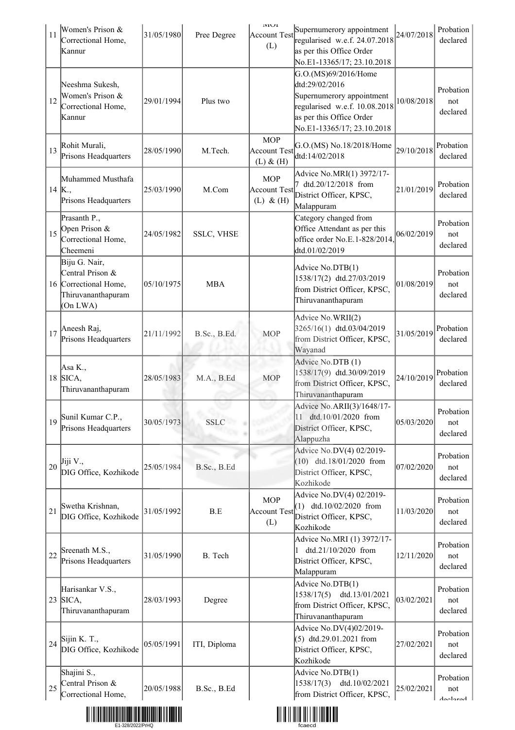| 11 | Women's Prison & Correctional Home, Kannur | 31/05/1980 | Pree Degree | MOP Account Test (L) | Supernumerory appointment regularised w.e.f. 24.07.2018 as per this Office Order No.E1-13365/17; 23.10.2018 | 24/07/2018 | Probation declared |
|---|---|---|---|---|---|---|---|
| 12 | Neeshma Sukesh, Women's Prison & Correctional Home, Kannur | 29/01/1994 | Plus two | | G.O.(MS)69/2016/Home dtd:29/02/2016 Supernumerory appointment regularised w.e.f. 10.08.2018 as per this Office Order No.E1-13365/17; 23.10.2018 | 10/08/2018 | Probation not declared |
| 13 | Rohit Murali, Prisons Headquarters | 28/05/1990 | M.Tech. | MOP Account Test (L) & (H) | G.O.(MS) No.18/2018/Home dtd:14/02/2018 | 29/10/2018 | Probation declared |
| 14 | Muhammed Musthafa K., Prisons Headquarters | 25/03/1990 | M.Com | MOP Account Test (L) & (H) | Advice No.MRI(1) 3972/17-7 dtd.20/12/2018 from District Officer, KPSC, Malappuram | 21/01/2019 | Probation declared |
| 15 | Prasanth P., Open Prison & Correctional Home, Cheemeni | 24/05/1982 | SSLC, VHSE | | Category changed from Office Attendant as per this office order No.E.1-828/2014, dtd.01/02/2019 | 06/02/2019 | Probation not declared |
| 16 | Biju G. Nair, Central Prison & Correctional Home, Thiruvananthapuram (On LWA) | 05/10/1975 | MBA | | Advice No.DTB(1) 1538/17(2) dtd.27/03/2019 from District Officer, KPSC, Thiruvananthapuram | 01/08/2019 | Probation not declared |
| 17 | Aneesh Raj, Prisons Headquarters | 21/11/1992 | B.Sc., B.Ed. | MOP | Advice No.WRII(2) 3265/16(1) dtd.03/04/2019 from District Officer, KPSC, Wayanad | 31/05/2019 | Probation declared |
| 18 | Asa K., SICA, Thiruvananthapuram | 28/05/1983 | M.A., B.Ed | MOP | Advice No.DTB (1) 1538/17(9) dtd.30/09/2019 from District Officer, KPSC, Thiruvananthapuram | 24/10/2019 | Probation declared |
| 19 | Sunil Kumar C.P., Prisons Headquarters | 30/05/1973 | SSLC | | Advice No.ARII(3)/1648/17-11 dtd.10/01/2020 from District Officer, KPSC, Alappuzha | 05/03/2020 | Probation not declared |
| 20 | Jiji V., DIG Office, Kozhikode | 25/05/1984 | B.Sc., B.Ed | | Advice No.DV(4) 02/2019-(10) dtd.18/01/2020 from District Officer, KPSC, Kozhikode | 07/02/2020 | Probation not declared |
| 21 | Swetha Krishnan, DIG Office, Kozhikode | 31/05/1992 | B.E | MOP Account Test (L) | Advice No.DV(4) 02/2019-(1) dtd.10/02/2020 from District Officer, KPSC, Kozhikode | 11/03/2020 | Probation not declared |
| 22 | Sreenath M.S., Prisons Headquarters | 31/05/1990 | B. Tech | | Advice No.MRI (1) 3972/17-1 dtd.21/10/2020 from District Officer, KPSC, Malappuram | 12/11/2020 | Probation not declared |
| 23 | Harisankar V.S., SICA, Thiruvananthapuram | 28/03/1993 | Degree | | Advice No.DTB(1) 1538/17(5) dtd.13/01/2021 from District Officer, KPSC, Thiruvananthapuram | 03/02/2021 | Probation not declared |
| 24 | Sijin K. T., DIG Office, Kozhikode | 05/05/1991 | ITI, Diploma | | Advice No.DV(4)02/2019-(5) dtd.29.01.2021 from District Officer, KPSC, Kozhikode | 27/02/2021 | Probation not declared |
| 25 | Shajini S., Central Prison & Correctional Home, | 20/05/1988 | B.Sc., B.Ed | | Advice No.DTB(1) 1538/17(3) dtd.10/02/2021 from District Officer, KPSC, | 25/02/2021 | Probation not declared |

E1-328/2022/PrHQ

fcaecd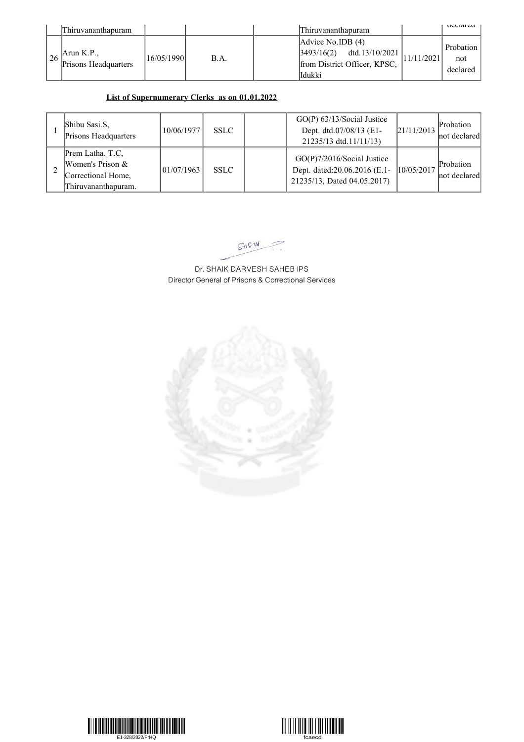| | | | | | | | |
|---|---|---|---|---|---|---|---|
| | Thiruvananthapuram | | | | Thiruvananthapuram | | declared |
| 26 | Arun K.P., Prisons Headquarters | 16/05/1990 | B.A. | | Advice No.IDB (4) 3493/16(2) dtd.13/10/2021 from District Officer, KPSC, Idukki | 11/11/2021 | Probation not declared |

**List of Supernumerary Clerks as on 01.01.2022**

| | | | | | | | |
|---|---|---|---|---|---|---|---|
| 1 | Shibu Sasi.S, Prisons Headquarters | 10/06/1977 | SSLC | | GO(P) 63/13/Social Justice Dept. dtd.07/08/13 (E1-21235/13 dtd.11/11/13) | 21/11/2013 | Probation not declared |
| 2 | Prem Latha. T.C, Women's Prison & Correctional Home, Thiruvananthapuram. | 01/07/1963 | SSLC | | GO(P)7/2016/Social Justice Dept. dated:20.06.2016 (E.1-21235/13, Dated 04.05.2017) | 10/05/2017 | Probation not declared |

Dr. SHAIK DARVESH SAHEB IPS
Director General of Prisons & Correctional Services

E1-328/2022/PrHQ

fcaecd